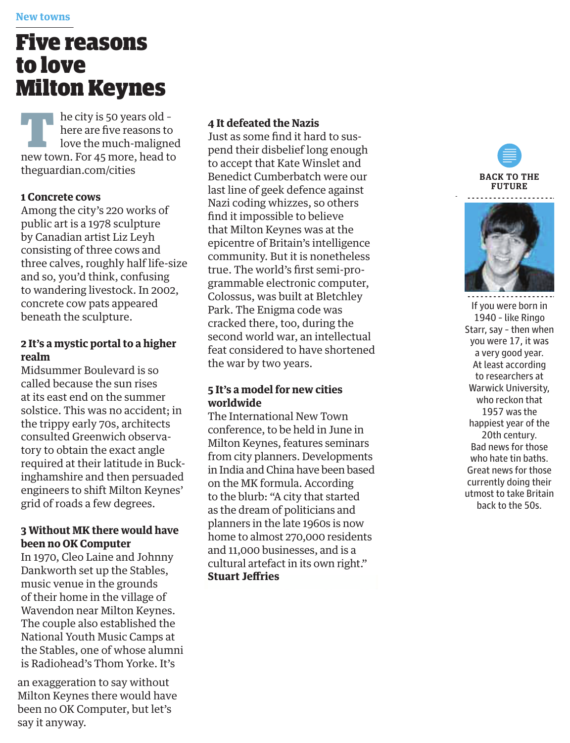New towns

# Five reasons to love Milton Keynes

The city is 50 years old - here are five reasons to love the much-maligned new town. For 45 more, head to theguardian.com/cities

### 1 Concrete cows

Among the city's 220 works of public art is a 1978 sculpture by Canadian artist Liz Leyh consisting of three cows and three calves, roughly half life-size and so, you'd think, confusing to wandering livestock. In 2002, concrete cow pats appeared beneath the sculpture.

### 2 It's a mystic portal to a higher realm

Midsummer Boulevard is so called because the sun rises at its east end on the summer solstice. This was no accident; in the trippy early 70s, architects consulted Greenwich observatory to obtain the exact angle required at their latitude in Buckinghamshire and then persuaded engineers to shift Milton Keynes' grid of roads a few degrees.

### 3 Without MK there would have been no OK Computer

In 1970, Cleo Laine and Johnny Dankworth set up the Stables, music venue in the grounds of their home in the village of Wavendon near Milton Keynes. The couple also established the National Youth Music Camps at the Stables, one of whose alumni is Radiohead's Thom Yorke. It's an exaggeration to say without Milton Keynes there would have been no OK Computer, but let's say it anyway.

### 4 It defeated the Nazis

Just as some find it hard to suspend their disbelief long enough to accept that Kate Winslet and Benedict Cumberbatch were our last line of geek defence against Nazi coding whizzes, so others find it impossible to believe that Milton Keynes was at the epicentre of Britain's intelligence community. But it is nonetheless true. The world's first semi-programmable electronic computer, Colossus, was built at Bletchley Park. The Enigma code was cracked there, too, during the second world war, an intellectual feat considered to have shortened the war by two years.

### 5 It's a model for new cities worldwide

The International New Town conference, to be held in June in Milton Keynes, features seminars from city planners. Developments in India and China have been based on the MK formula. According to the blurb: "A city that started as the dream of politicians and planners in the late 1960s is now home to almost 270,000 residents and 11,000 businesses, and is a cultural artefact in its own right."

**Stuart Jeffries**

---

**BACK TO THE FUTURE**

If you were born in 1940 - like Ringo Starr, say - then when you were 17, it was a very good year. At least according to researchers at Warwick University, who reckon that 1957 was the happiest year of the 20th century. Bad news for those who hate tin baths. Great news for those currently doing their utmost to take Britain back to the 50s.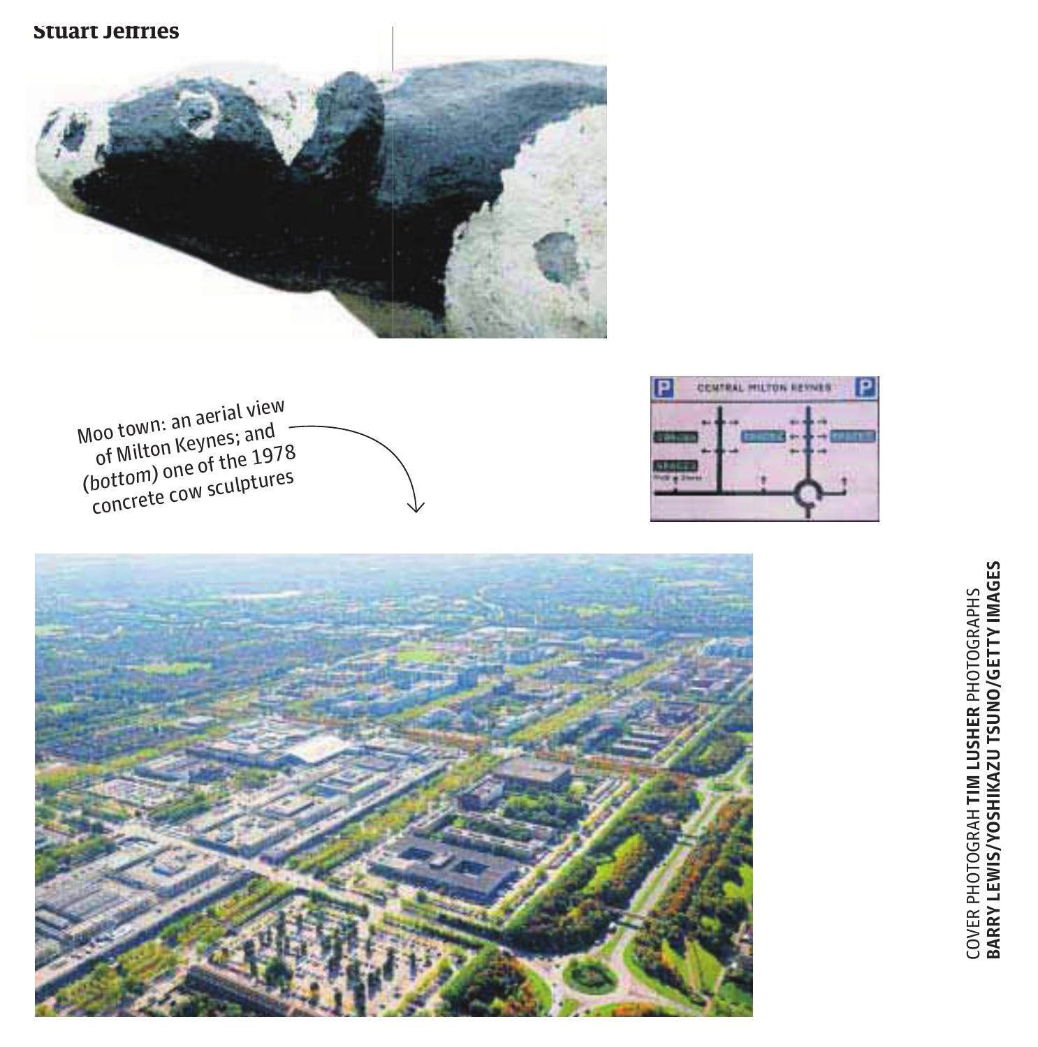**Stuart Jeffries**

Moo town: an aerial view of Milton Keynes; and (bottom) one of the 1978 concrete cow sculptures

COVER PHOTOGRAH **TIM LUSHER** PHOTOGRAPHS **BARRY LEWIS/YOSHIKAZU TSUNO/GETTY IMAGES**